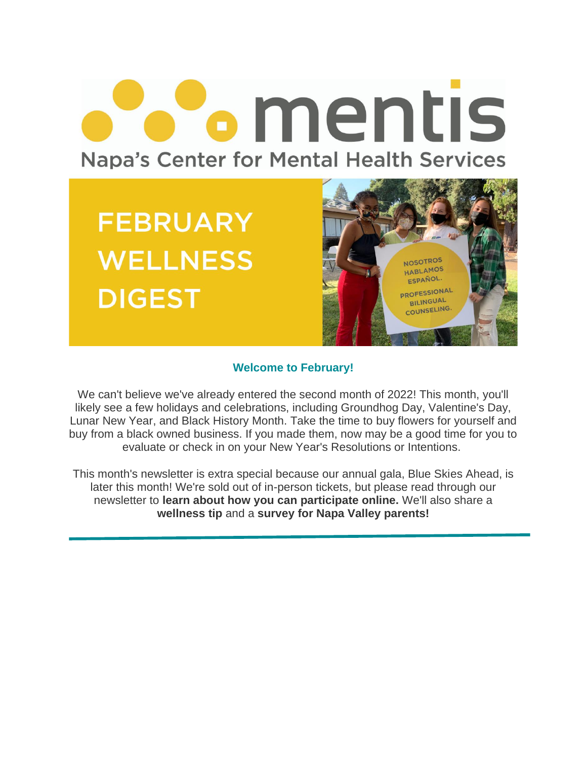# mentis

Napa's Center for Mental Health Services

## FEBRUARY WELLNESS DIGEST

NOSOTROS HABLAMOS ESPAÑOL. PROFESSIONAL BILINGUAL COUNSELING.

### Welcome to February!

We can't believe we've already entered the second month of 2022! This month, you'll likely see a few holidays and celebrations, including Groundhog Day, Valentine's Day, Lunar New Year, and Black History Month. Take the time to buy flowers for yourself and buy from a black owned business. If you made them, now may be a good time for you to evaluate or check in on your New Year's Resolutions or Intentions.

This month's newsletter is extra special because our annual gala, Blue Skies Ahead, is later this month! We're sold out of in-person tickets, but please read through our newsletter to **learn about how you can participate online.** We'll also share a **wellness tip** and a **survey for Napa Valley parents!**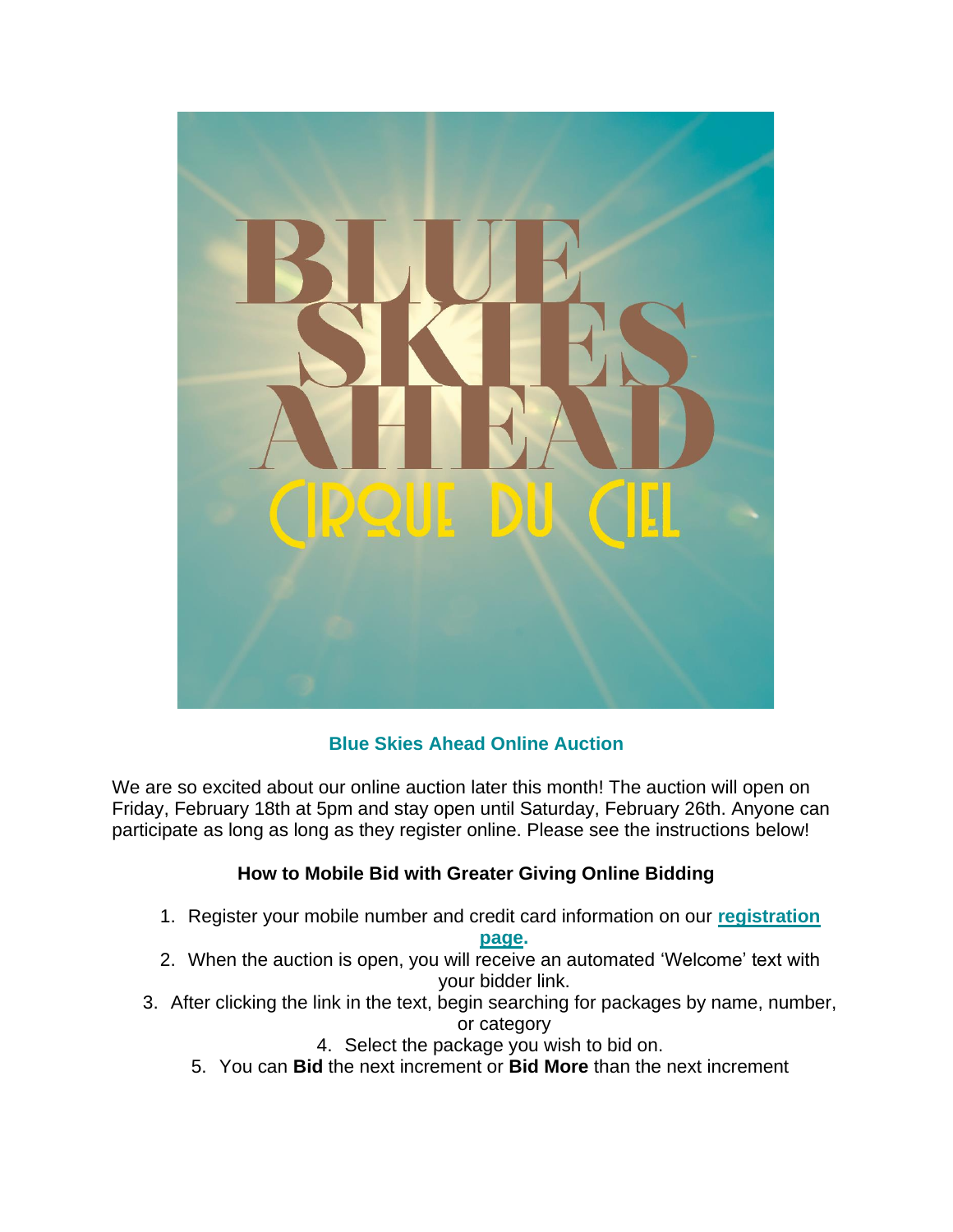## Blue Skies Ahead Online Auction

We are so excited about our online auction later this month! The auction will open on Friday, February 18th at 5pm and stay open until Saturday, February 26th. Anyone can participate as long as long as they register online. Please see the instructions below!

### How to Mobile Bid with Greater Giving Online Bidding

1. Register your mobile number and credit card information on our **registration page**.
2. When the auction is open, you will receive an automated 'Welcome' text with your bidder link.
3. After clicking the link in the text, begin searching for packages by name, number, or category
4. Select the package you wish to bid on.
5. You can **Bid** the next increment or **Bid More** than the next increment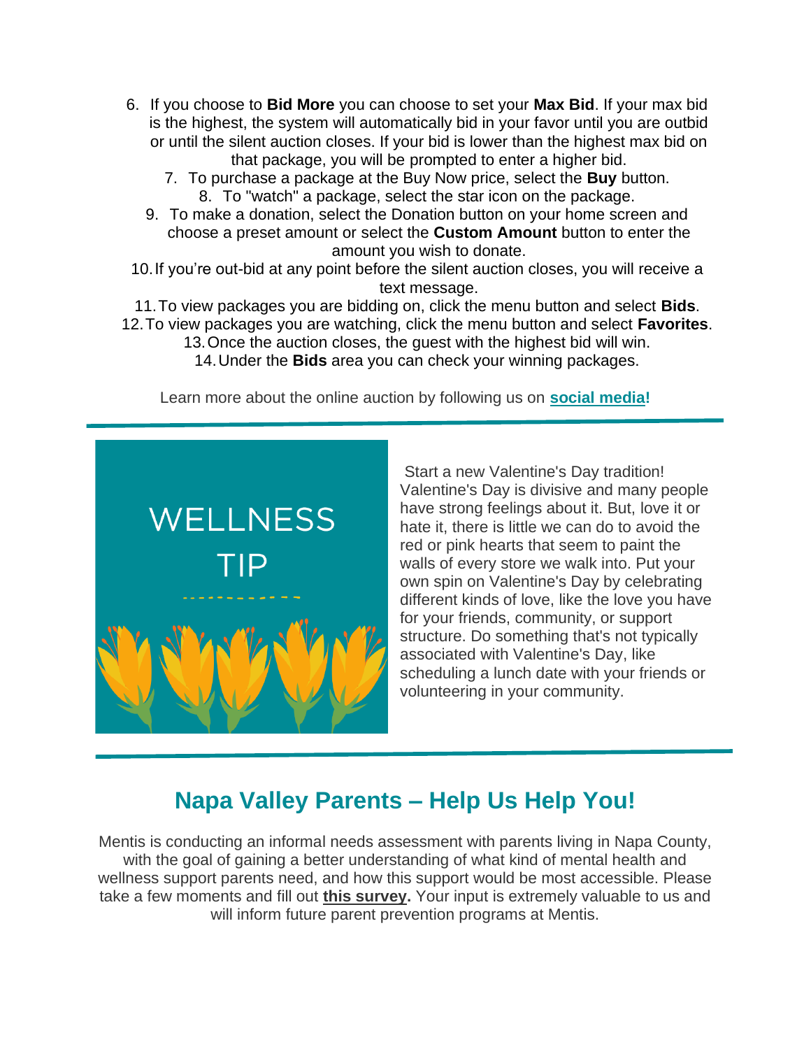6. If you choose to **Bid More** you can choose to set your **Max Bid**. If your max bid is the highest, the system will automatically bid in your favor until you are outbid or until the silent auction closes. If your bid is lower than the highest max bid on that package, you will be prompted to enter a higher bid.
7. To purchase a package at the Buy Now price, select the **Buy** button.
8. To "watch" a package, select the star icon on the package.
9. To make a donation, select the Donation button on your home screen and choose a preset amount or select the **Custom Amount** button to enter the amount you wish to donate.
10. If you're out-bid at any point before the silent auction closes, you will receive a text message.
11. To view packages you are bidding on, click the menu button and select **Bids**.
12. To view packages you are watching, click the menu button and select **Favorites**.
13. Once the auction closes, the guest with the highest bid will win.
14. Under the **Bids** area you can check your winning packages.

Learn more about the online auction by following us on **social media!**

---

WELLNESS TIP

Start a new Valentine's Day tradition! Valentine's Day is divisive and many people have strong feelings about it. But, love it or hate it, there is little we can do to avoid the red or pink hearts that seem to paint the walls of every store we walk into. Put your own spin on Valentine's Day by celebrating different kinds of love, like the love you have for your friends, community, or support structure. Do something that's not typically associated with Valentine's Day, like scheduling a lunch date with your friends or volunteering in your community.

---

## Napa Valley Parents – Help Us Help You!

Mentis is conducting an informal needs assessment with parents living in Napa County, with the goal of gaining a better understanding of what kind of mental health and wellness support parents need, and how this support would be most accessible. Please take a few moments and fill out **this survey.** Your input is extremely valuable to us and will inform future parent prevention programs at Mentis.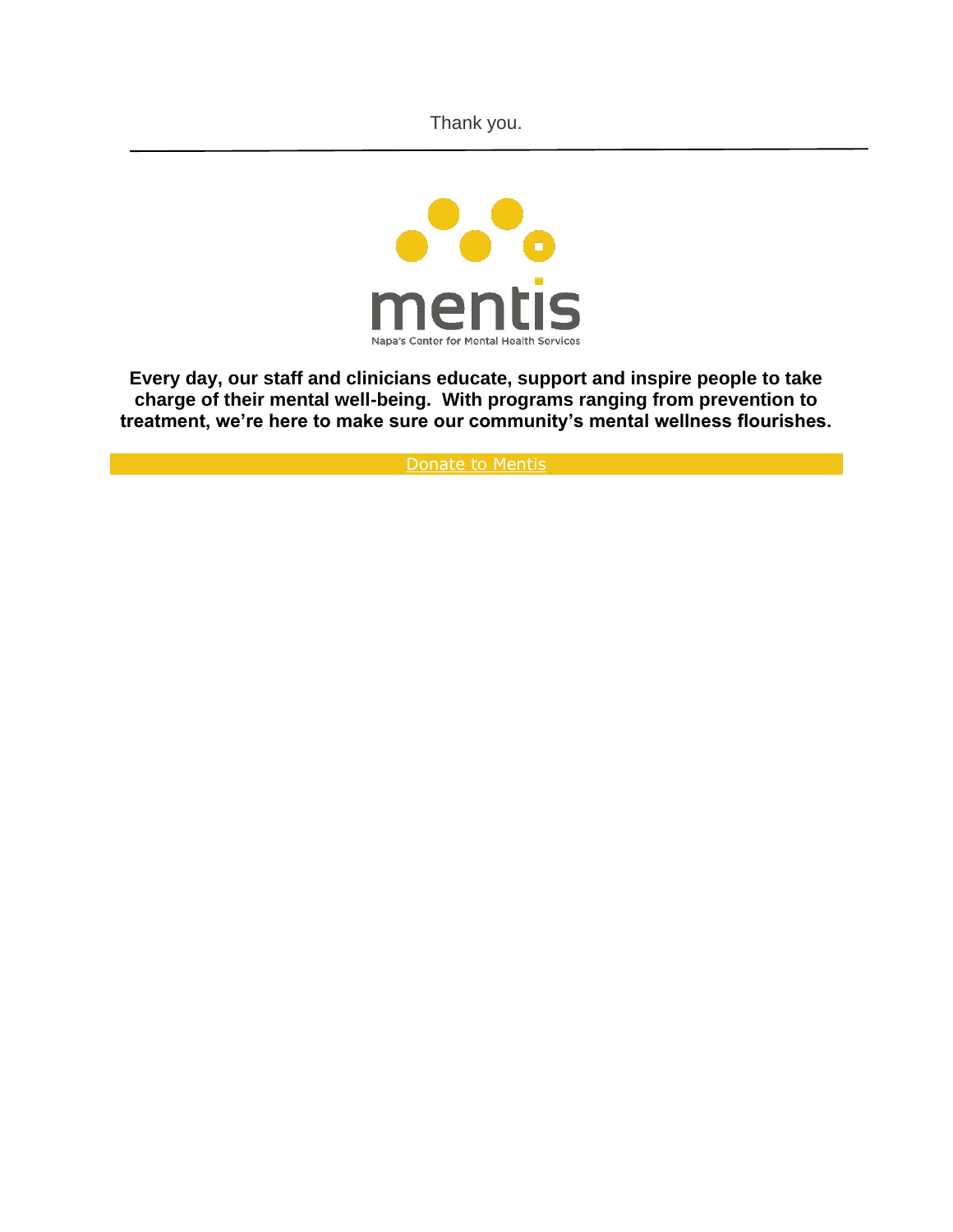Thank you.

---

mentis

Napa's Center for Mental Health Services

**Every day, our staff and clinicians educate, support and inspire people to take charge of their mental well-being.  With programs ranging from prevention to treatment, we're here to make sure our community's mental wellness flourishes.**

Donate to Mentis